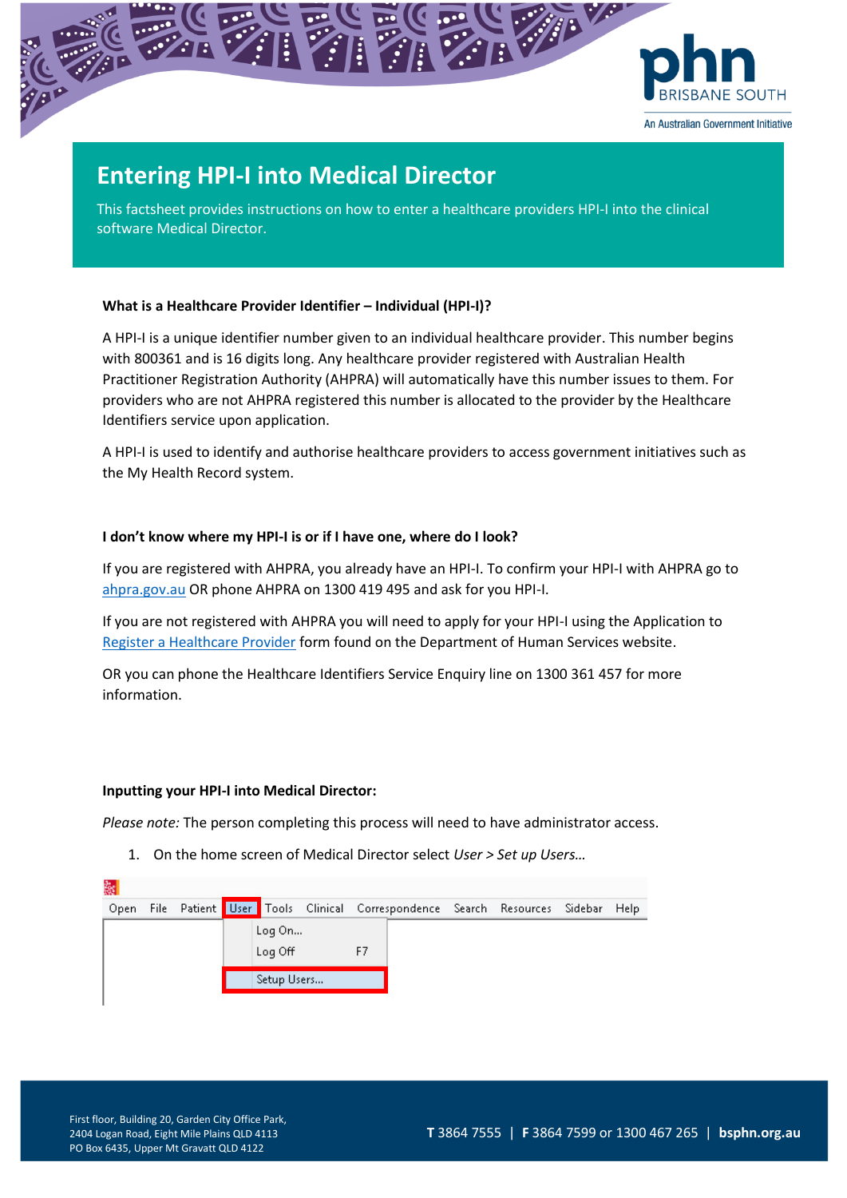# Entering HPI-I into Medical Director

This factsheet provides instructions on how to enter a healthcare providers HPI-I into the clinical software Medical Director.

**What is a Healthcare Provider Identifier – Individual (HPI-I)?**

A HPI-I is a unique identifier number given to an individual healthcare provider. This number begins with 800361 and is 16 digits long. Any healthcare provider registered with Australian Health Practitioner Registration Authority (AHPRA) will automatically have this number issues to them. For providers who are not AHPRA registered this number is allocated to the provider by the Healthcare Identifiers service upon application.

A HPI-I is used to identify and authorise healthcare providers to access government initiatives such as the My Health Record system.

**I don't know where my HPI-I is or if I have one, where do I look?**

If you are registered with AHPRA, you already have an HPI-I. To confirm your HPI-I with AHPRA go to ahpra.gov.au OR phone AHPRA on 1300 419 495 and ask for you HPI-I.

If you are not registered with AHPRA you will need to apply for your HPI-I using the Application to Register a Healthcare Provider form found on the Department of Human Services website.

OR you can phone the Healthcare Identifiers Service Enquiry line on 1300 361 457 for more information.

**Inputting your HPI-I into Medical Director:**

*Please note:* The person completing this process will need to have administrator access.

1. On the home screen of Medical Director select *User > Set up Users…*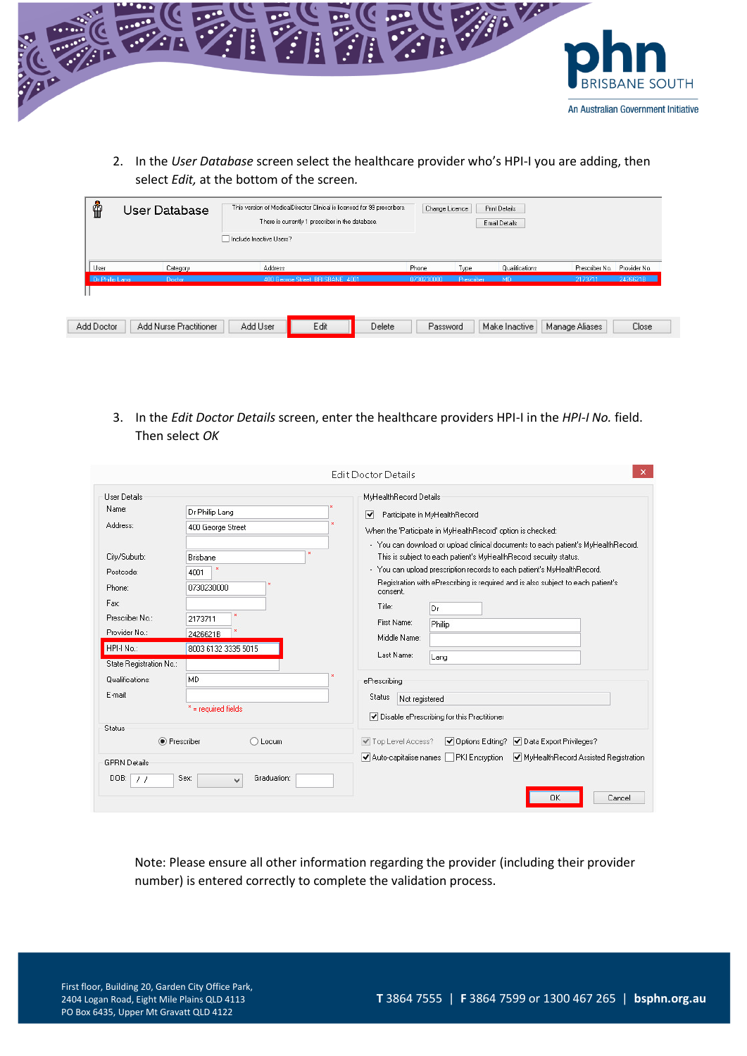2. In the *User Database* screen select the healthcare provider who's HPI-I you are adding, then select *Edit,* at the bottom of the screen.

3. In the *Edit Doctor Details* screen, enter the healthcare providers HPI-I in the *HPI-I No.* field. Then select *OK*

Note: Please ensure all other information regarding the provider (including their provider number) is entered correctly to complete the validation process.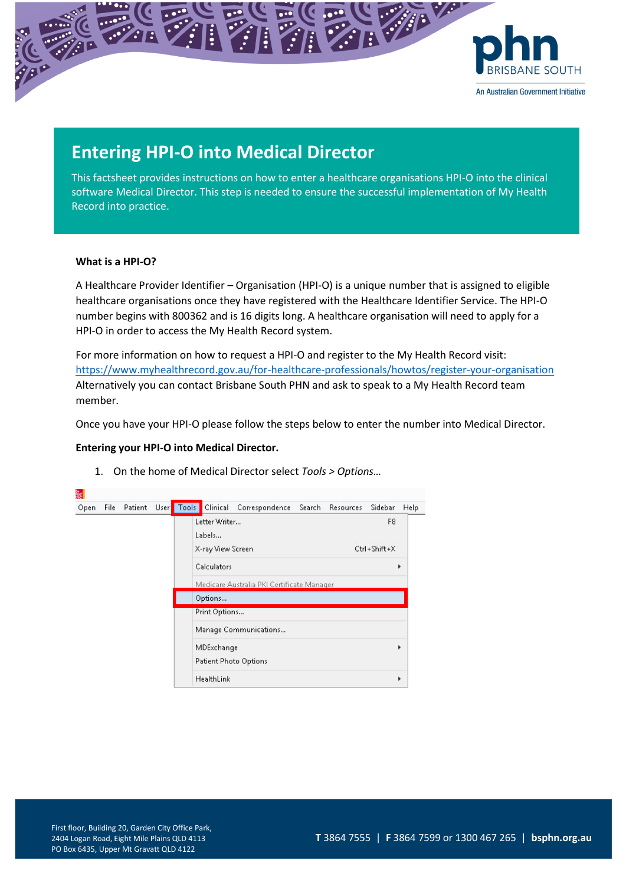# Entering HPI-O into Medical Director

This factsheet provides instructions on how to enter a healthcare organisations HPI-O into the clinical software Medical Director. This step is needed to ensure the successful implementation of My Health Record into practice.

**What is a HPI-O?**

A Healthcare Provider Identifier – Organisation (HPI-O) is a unique number that is assigned to eligible healthcare organisations once they have registered with the Healthcare Identifier Service. The HPI-O number begins with 800362 and is 16 digits long. A healthcare organisation will need to apply for a HPI-O in order to access the My Health Record system.

For more information on how to request a HPI-O and register to the My Health Record visit: https://www.myhealthrecord.gov.au/for-healthcare-professionals/howtos/register-your-organisation Alternatively you can contact Brisbane South PHN and ask to speak to a My Health Record team member.

Once you have your HPI-O please follow the steps below to enter the number into Medical Director.

**Entering your HPI-O into Medical Director.**

1. On the home of Medical Director select *Tools > Options…*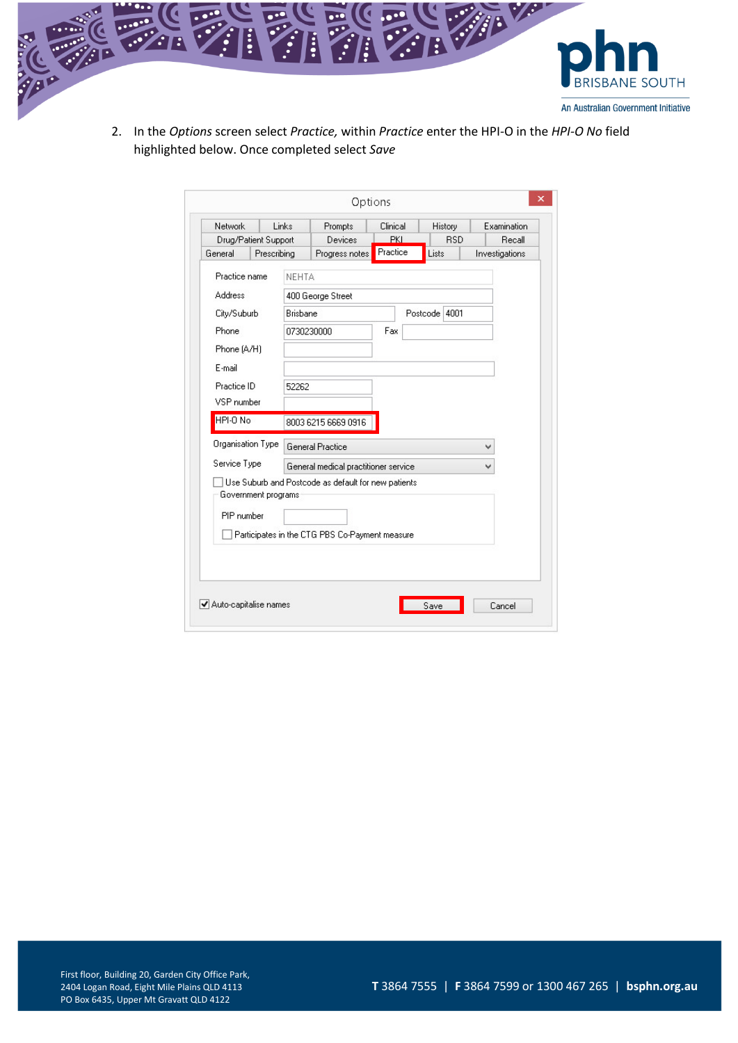2. In the *Options* screen select *Practice,* within *Practice* enter the HPI-O in the *HPI-O No* field highlighted below. Once completed select *Save*

Options

Network | Links | Prompts | Clinical | History | Examination
Drug/Patient Support | Devices | PKI | RSD | Recall
General | Prescribing | Progress notes | Practice | Lists | Investigations

Practice name: NEHTA
Address: 400 George Street
City/Suburb: Brisbane
Postcode: 4001
Phone: 0730230000
Fax:
Phone (A/H):
E-mail:
Practice ID: 52262
VSP number:
HPI-O No: 8003 6215 6669 0916
Organisation Type: General Practice
Service Type: General medical practitioner service

Use Suburb and Postcode as default for new patients

Government programs

PIP number:

Participates in the CTG PBS Co-Payment measure

Auto-capitalise names

Save | Cancel